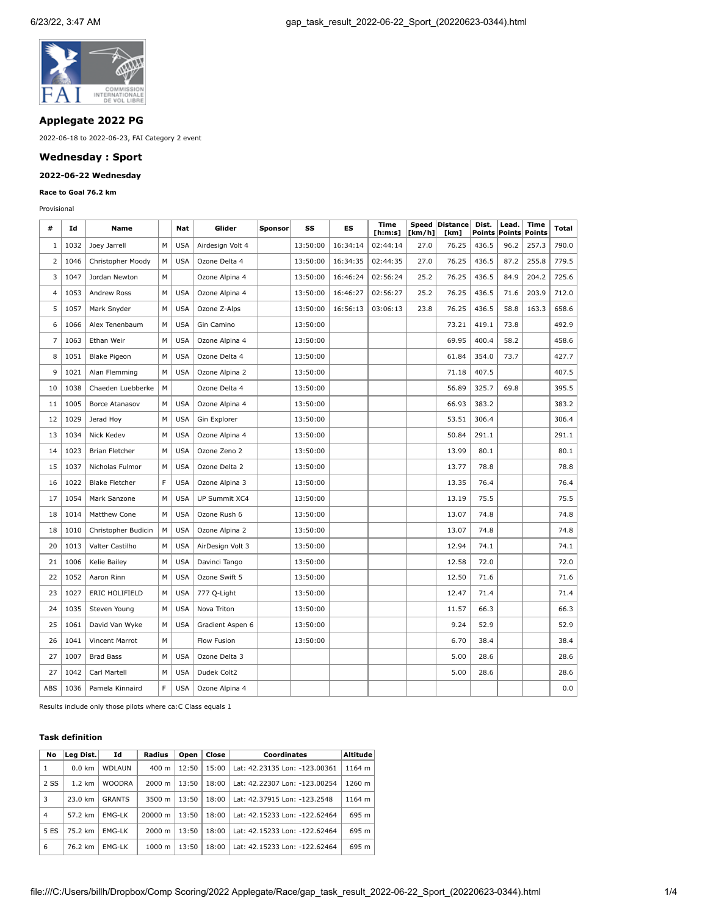## Applegate 2022 PG

2022-06-18 to 2022-06-23, FAI Category 2 event

## Wednesday : Sport

### 2022-06-22 Wednesday

#### Race to Goal 76.2 km

Provisional

| # | Id | Name | | Nat | Glider | Sponsor | SS | ES | Time [h:m:s] | Speed [km/h] | Distance [km] | Dist. Points | Lead. Points | Time Points | Total |
|---|---|---|---|---|---|---|---|---|---|---|---|---|---|---|---|
| 1 | 1032 | Joey Jarrell | M | USA | Airdesign Volt 4 | | 13:50:00 | 16:34:14 | 02:44:14 | 27.0 | 76.25 | 436.5 | 96.2 | 257.3 | 790.0 |
| 2 | 1046 | Christopher Moody | M | USA | Ozone Delta 4 | | 13:50:00 | 16:34:35 | 02:44:35 | 27.0 | 76.25 | 436.5 | 87.2 | 255.8 | 779.5 |
| 3 | 1047 | Jordan Newton | M | | Ozone Alpina 4 | | 13:50:00 | 16:46:24 | 02:56:24 | 25.2 | 76.25 | 436.5 | 84.9 | 204.2 | 725.6 |
| 4 | 1053 | Andrew Ross | M | USA | Ozone Alpina 4 | | 13:50:00 | 16:46:27 | 02:56:27 | 25.2 | 76.25 | 436.5 | 71.6 | 203.9 | 712.0 |
| 5 | 1057 | Mark Snyder | M | USA | Ozone Z-Alps | | 13:50:00 | 16:56:13 | 03:06:13 | 23.8 | 76.25 | 436.5 | 58.8 | 163.3 | 658.6 |
| 6 | 1066 | Alex Tenenbaum | M | USA | Gin Camino | | 13:50:00 | | | | 73.21 | 419.1 | 73.8 | | 492.9 |
| 7 | 1063 | Ethan Weir | M | USA | Ozone Alpina 4 | | 13:50:00 | | | | 69.95 | 400.4 | 58.2 | | 458.6 |
| 8 | 1051 | Blake Pigeon | M | USA | Ozone Delta 4 | | 13:50:00 | | | | 61.84 | 354.0 | 73.7 | | 427.7 |
| 9 | 1021 | Alan Flemming | M | USA | Ozone Alpina 2 | | 13:50:00 | | | | 71.18 | 407.5 | | | 407.5 |
| 10 | 1038 | Chaeden Luebberke | M | | Ozone Delta 4 | | 13:50:00 | | | | 56.89 | 325.7 | 69.8 | | 395.5 |
| 11 | 1005 | Borce Atanasov | M | USA | Ozone Alpina 4 | | 13:50:00 | | | | 66.93 | 383.2 | | | 383.2 |
| 12 | 1029 | Jerad Hoy | M | USA | Gin Explorer | | 13:50:00 | | | | 53.51 | 306.4 | | | 306.4 |
| 13 | 1034 | Nick Kedev | M | USA | Ozone Alpina 4 | | 13:50:00 | | | | 50.84 | 291.1 | | | 291.1 |
| 14 | 1023 | Brian Fletcher | M | USA | Ozone Zeno 2 | | 13:50:00 | | | | 13.99 | 80.1 | | | 80.1 |
| 15 | 1037 | Nicholas Fulmor | M | USA | Ozone Delta 2 | | 13:50:00 | | | | 13.77 | 78.8 | | | 78.8 |
| 16 | 1022 | Blake Fletcher | F | USA | Ozone Alpina 3 | | 13:50:00 | | | | 13.35 | 76.4 | | | 76.4 |
| 17 | 1054 | Mark Sanzone | M | USA | UP Summit XC4 | | 13:50:00 | | | | 13.19 | 75.5 | | | 75.5 |
| 18 | 1014 | Matthew Cone | M | USA | Ozone Rush 6 | | 13:50:00 | | | | 13.07 | 74.8 | | | 74.8 |
| 18 | 1010 | Christopher Budicin | M | USA | Ozone Alpina 2 | | 13:50:00 | | | | 13.07 | 74.8 | | | 74.8 |
| 20 | 1013 | Valter Castilho | M | USA | AirDesign Volt 3 | | 13:50:00 | | | | 12.94 | 74.1 | | | 74.1 |
| 21 | 1006 | Kelie Bailey | M | USA | Davinci Tango | | 13:50:00 | | | | 12.58 | 72.0 | | | 72.0 |
| 22 | 1052 | Aaron Rinn | M | USA | Ozone Swift 5 | | 13:50:00 | | | | 12.50 | 71.6 | | | 71.6 |
| 23 | 1027 | ERIC HOLIFIELD | M | USA | 777 Q-Light | | 13:50:00 | | | | 12.47 | 71.4 | | | 71.4 |
| 24 | 1035 | Steven Young | M | USA | Nova Triton | | 13:50:00 | | | | 11.57 | 66.3 | | | 66.3 |
| 25 | 1061 | David Van Wyke | M | USA | Gradient Aspen 6 | | 13:50:00 | | | | 9.24 | 52.9 | | | 52.9 |
| 26 | 1041 | Vincent Marrot | M | | Flow Fusion | | 13:50:00 | | | | 6.70 | 38.4 | | | 38.4 |
| 27 | 1007 | Brad Bass | M | USA | Ozone Delta 3 | | | | | | 5.00 | 28.6 | | | 28.6 |
| 27 | 1042 | Carl Martell | M | USA | Dudek Colt2 | | | | | | 5.00 | 28.6 | | | 28.6 |
| ABS | 1036 | Pamela Kinnaird | F | USA | Ozone Alpina 4 | | | | | | | | | | 0.0 |

Results include only those pilots where ca:C Class equals 1

#### Task definition

| No | Leg Dist. | Id | Radius | Open | Close | Coordinates | Altitude |
|---|---|---|---|---|---|---|---|
| 1 | 0.0 km | WDLAUN | 400 m | 12:50 | 15:00 | Lat: 42.23135 Lon: -123.00361 | 1164 m |
| 2 SS | 1.2 km | WOODRA | 2000 m | 13:50 | 18:00 | Lat: 42.22307 Lon: -123.00254 | 1260 m |
| 3 | 23.0 km | GRANTS | 3500 m | 13:50 | 18:00 | Lat: 42.37915 Lon: -123.2548 | 1164 m |
| 4 | 57.2 km | EMG-LK | 20000 m | 13:50 | 18:00 | Lat: 42.15233 Lon: -122.62464 | 695 m |
| 5 ES | 75.2 km | EMG-LK | 2000 m | 13:50 | 18:00 | Lat: 42.15233 Lon: -122.62464 | 695 m |
| 6 | 76.2 km | EMG-LK | 1000 m | 13:50 | 18:00 | Lat: 42.15233 Lon: -122.62464 | 695 m |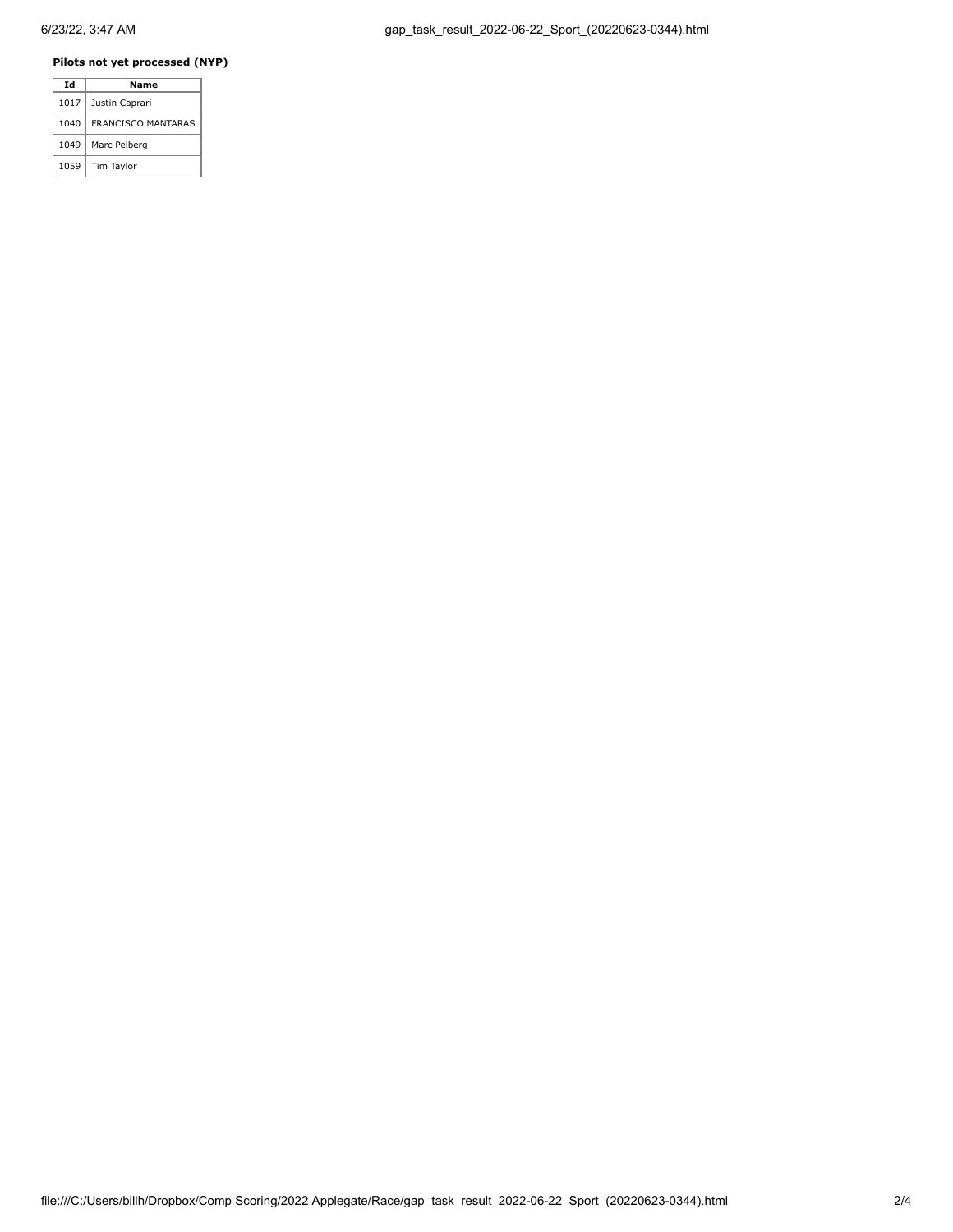**Pilots not yet processed (NYP)**

| Id | Name |
|---|---|
| 1017 | Justin Caprari |
| 1040 | FRANCISCO MANTARAS |
| 1049 | Marc Pelberg |
| 1059 | Tim Taylor |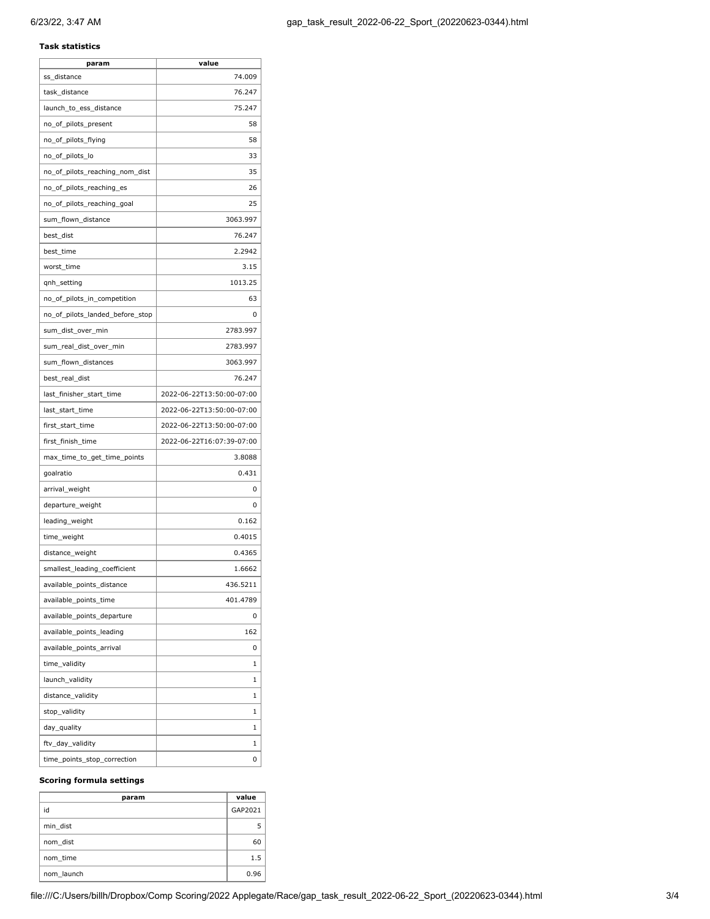**Task statistics**

| param | value |
|---|---|
| ss_distance | 74.009 |
| task_distance | 76.247 |
| launch_to_ess_distance | 75.247 |
| no_of_pilots_present | 58 |
| no_of_pilots_flying | 58 |
| no_of_pilots_lo | 33 |
| no_of_pilots_reaching_nom_dist | 35 |
| no_of_pilots_reaching_es | 26 |
| no_of_pilots_reaching_goal | 25 |
| sum_flown_distance | 3063.997 |
| best_dist | 76.247 |
| best_time | 2.2942 |
| worst_time | 3.15 |
| qnh_setting | 1013.25 |
| no_of_pilots_in_competition | 63 |
| no_of_pilots_landed_before_stop | 0 |
| sum_dist_over_min | 2783.997 |
| sum_real_dist_over_min | 2783.997 |
| sum_flown_distances | 3063.997 |
| best_real_dist | 76.247 |
| last_finisher_start_time | 2022-06-22T13:50:00-07:00 |
| last_start_time | 2022-06-22T13:50:00-07:00 |
| first_start_time | 2022-06-22T13:50:00-07:00 |
| first_finish_time | 2022-06-22T16:07:39-07:00 |
| max_time_to_get_time_points | 3.8088 |
| goalratio | 0.431 |
| arrival_weight | 0 |
| departure_weight | 0 |
| leading_weight | 0.162 |
| time_weight | 0.4015 |
| distance_weight | 0.4365 |
| smallest_leading_coefficient | 1.6662 |
| available_points_distance | 436.5211 |
| available_points_time | 401.4789 |
| available_points_departure | 0 |
| available_points_leading | 162 |
| available_points_arrival | 0 |
| time_validity | 1 |
| launch_validity | 1 |
| distance_validity | 1 |
| stop_validity | 1 |
| day_quality | 1 |
| ftv_day_validity | 1 |
| time_points_stop_correction | 0 |

**Scoring formula settings**

| param | value |
|---|---|
| id | GAP2021 |
| min_dist | 5 |
| nom_dist | 60 |
| nom_time | 1.5 |
| nom_launch | 0.96 |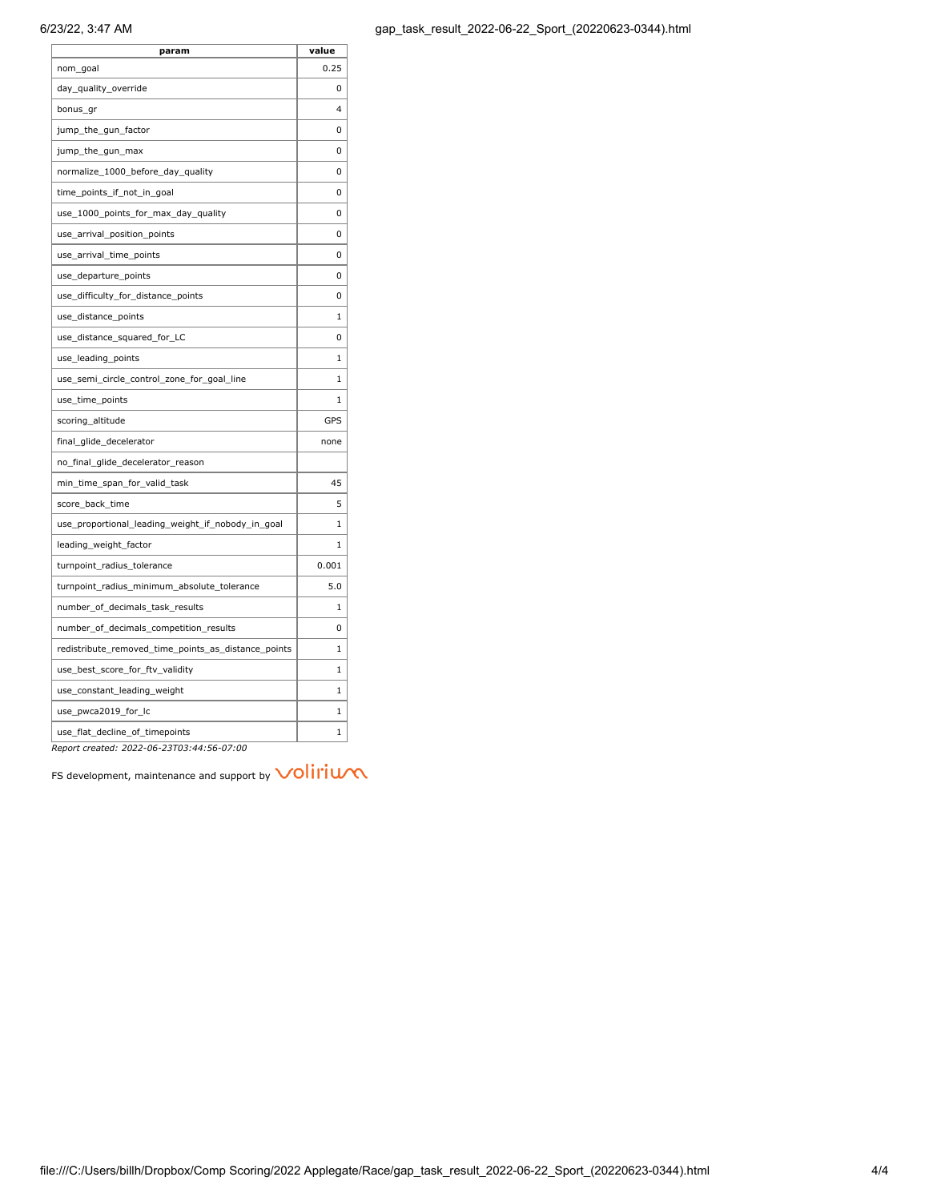| param | value |
|---|---|
| nom_goal | 0.25 |
| day_quality_override | 0 |
| bonus_gr | 4 |
| jump_the_gun_factor | 0 |
| jump_the_gun_max | 0 |
| normalize_1000_before_day_quality | 0 |
| time_points_if_not_in_goal | 0 |
| use_1000_points_for_max_day_quality | 0 |
| use_arrival_position_points | 0 |
| use_arrival_time_points | 0 |
| use_departure_points | 0 |
| use_difficulty_for_distance_points | 0 |
| use_distance_points | 1 |
| use_distance_squared_for_LC | 0 |
| use_leading_points | 1 |
| use_semi_circle_control_zone_for_goal_line | 1 |
| use_time_points | 1 |
| scoring_altitude | GPS |
| final_glide_decelerator | none |
| no_final_glide_decelerator_reason | |
| min_time_span_for_valid_task | 45 |
| score_back_time | 5 |
| use_proportional_leading_weight_if_nobody_in_goal | 1 |
| leading_weight_factor | 1 |
| turnpoint_radius_tolerance | 0.001 |
| turnpoint_radius_minimum_absolute_tolerance | 5.0 |
| number_of_decimals_task_results | 1 |
| number_of_decimals_competition_results | 0 |
| redistribute_removed_time_points_as_distance_points | 1 |
| use_best_score_for_ftv_validity | 1 |
| use_constant_leading_weight | 1 |
| use_pwca2019_for_lc | 1 |
| use_flat_decline_of_timepoints | 1 |

*Report created: 2022-06-23T03:44:56-07:00*

FS development, maintenance and support by volirium